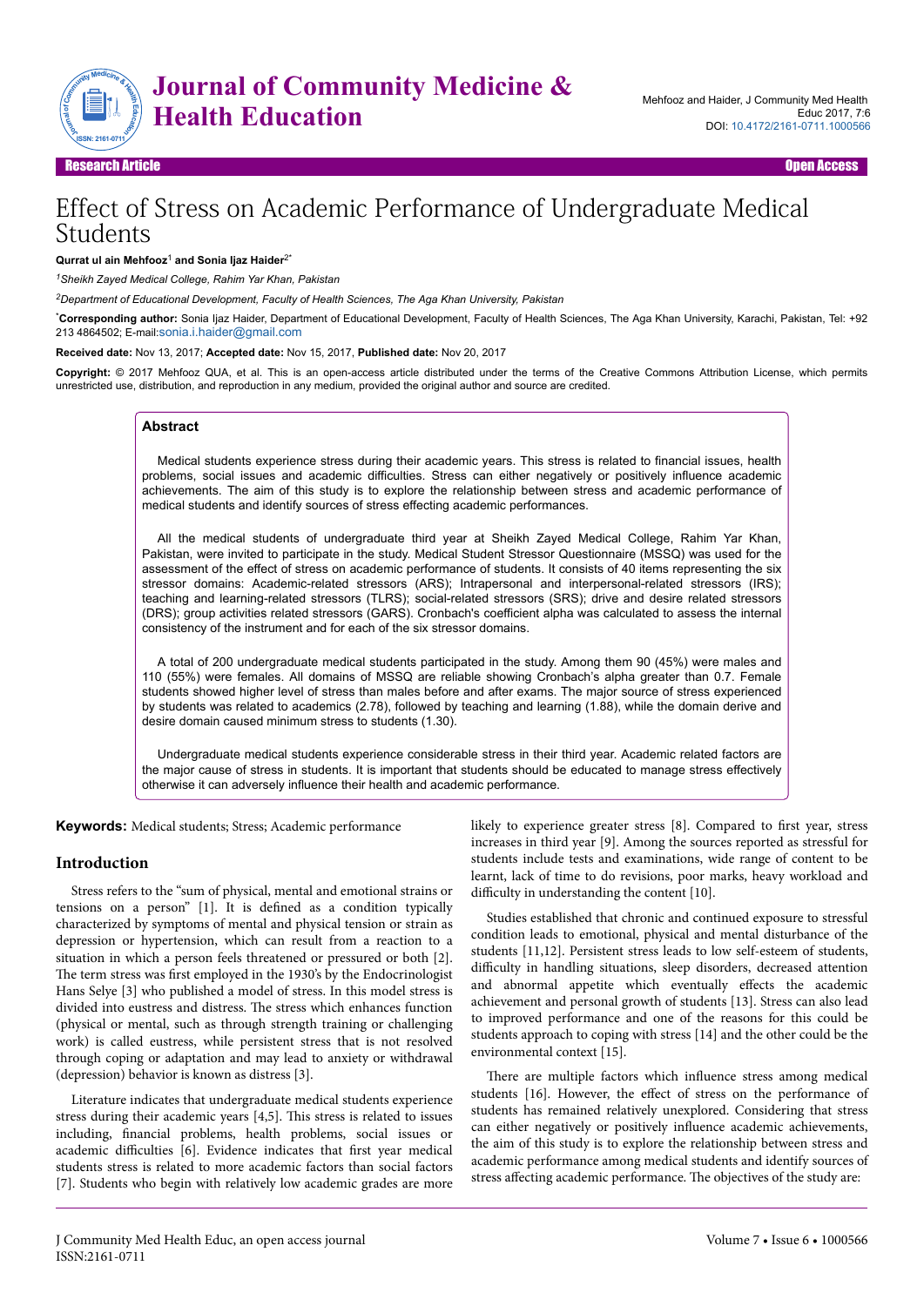Research Article | Open Access

# Effect of Stress on Academic Performance of Undergraduate Medical Students

**Qurrat ul ain Mehfooz[1] and Sonia Ijaz Haider[2*]**

[1]*Sheikh Zayed Medical College, Rahim Yar Khan, Pakistan*

[2]*Department of Educational Development, Faculty of Health Sciences, The Aga Khan University, Pakistan*

[*]**Corresponding author:** Sonia Ijaz Haider, Department of Educational Development, Faculty of Health Sciences, The Aga Khan University, Karachi, Pakistan, Tel: +92 213 4864502; E-mail:sonia.i.haider@gmail.com

**Received date:** Nov 13, 2017; **Accepted date:** Nov 15, 2017, **Published date:** Nov 20, 2017

**Copyright:** © 2017 Mehfooz QUA, et al. This is an open-access article distributed under the terms of the Creative Commons Attribution License, which permits unrestricted use, distribution, and reproduction in any medium, provided the original author and source are credited.

## Abstract

Medical students experience stress during their academic years. This stress is related to financial issues, health problems, social issues and academic difficulties. Stress can either negatively or positively influence academic achievements. The aim of this study is to explore the relationship between stress and academic performance of medical students and identify sources of stress effecting academic performances.

All the medical students of undergraduate third year at Sheikh Zayed Medical College, Rahim Yar Khan, Pakistan, were invited to participate in the study. Medical Student Stressor Questionnaire (MSSQ) was used for the assessment of the effect of stress on academic performance of students. It consists of 40 items representing the six stressor domains: Academic-related stressors (ARS); Intrapersonal and interpersonal-related stressors (IRS); teaching and learning-related stressors (TLRS); social-related stressors (SRS); drive and desire related stressors (DRS); group activities related stressors (GARS). Cronbach's coefficient alpha was calculated to assess the internal consistency of the instrument and for each of the six stressor domains.

A total of 200 undergraduate medical students participated in the study. Among them 90 (45%) were males and 110 (55%) were females. All domains of MSSQ are reliable showing Cronbach's alpha greater than 0.7. Female students showed higher level of stress than males before and after exams. The major source of stress experienced by students was related to academics (2.78), followed by teaching and learning (1.88), while the domain derive and desire domain caused minimum stress to students (1.30).

Undergraduate medical students experience considerable stress in their third year. Academic related factors are the major cause of stress in students. It is important that students should be educated to manage stress effectively otherwise it can adversely influence their health and academic performance.

**Keywords:** Medical students; Stress; Academic performance

## Introduction

Stress refers to the "sum of physical, mental and emotional strains or tensions on a person" [1]. It is defined as a condition typically characterized by symptoms of mental and physical tension or strain as depression or hypertension, which can result from a reaction to a situation in which a person feels threatened or pressured or both [2]. The term stress was first employed in the 1930's by the Endocrinologist Hans Selye [3] who published a model of stress. In this model stress is divided into eustress and distress. The stress which enhances function (physical or mental, such as through strength training or challenging work) is called eustress, while persistent stress that is not resolved through coping or adaptation and may lead to anxiety or withdrawal (depression) behavior is known as distress [3].

Literature indicates that undergraduate medical students experience stress during their academic years [4,5]. This stress is related to issues including, financial problems, health problems, social issues or academic difficulties [6]. Evidence indicates that first year medical students stress is related to more academic factors than social factors [7]. Students who begin with relatively low academic grades are more likely to experience greater stress [8]. Compared to first year, stress increases in third year [9]. Among the sources reported as stressful for students include tests and examinations, wide range of content to be learnt, lack of time to do revisions, poor marks, heavy workload and difficulty in understanding the content [10].

Studies established that chronic and continued exposure to stressful condition leads to emotional, physical and mental disturbance of the students [11,12]. Persistent stress leads to low self-esteem of students, difficulty in handling situations, sleep disorders, decreased attention and abnormal appetite which eventually effects the academic achievement and personal growth of students [13]. Stress can also lead to improved performance and one of the reasons for this could be students approach to coping with stress [14] and the other could be the environmental context [15].

There are multiple factors which influence stress among medical students [16]. However, the effect of stress on the performance of students has remained relatively unexplored. Considering that stress can either negatively or positively influence academic achievements, the aim of this study is to explore the relationship between stress and academic performance among medical students and identify sources of stress affecting academic performance. The objectives of the study are: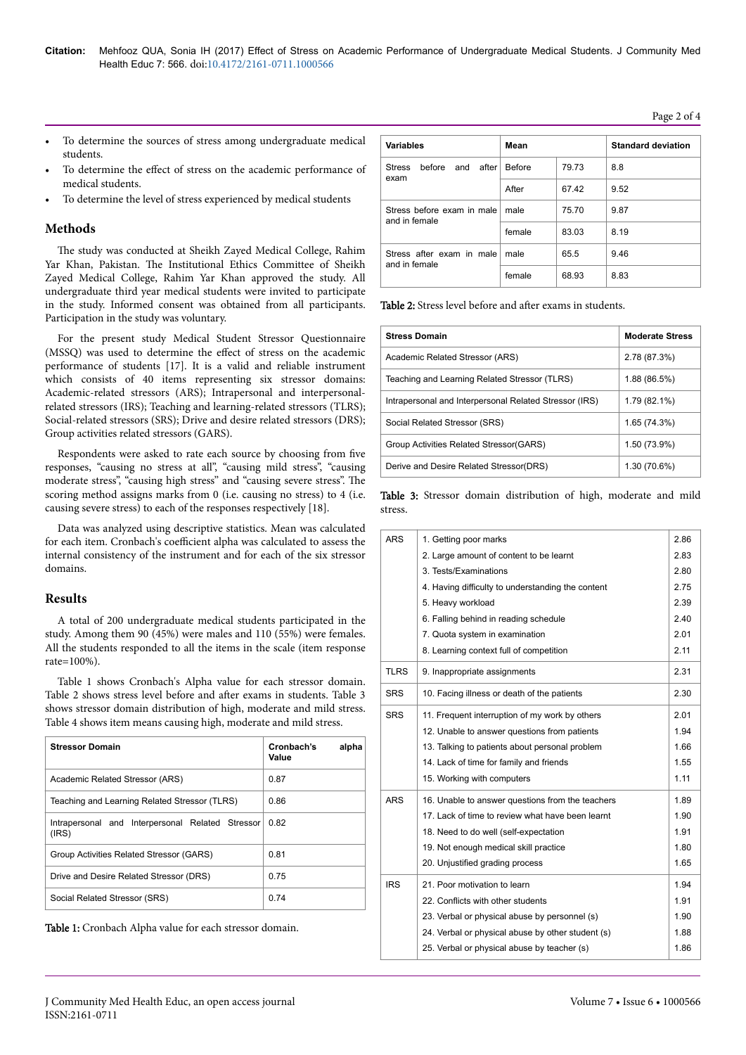- To determine the sources of stress among undergraduate medical students.
- To determine the effect of stress on the academic performance of medical students.
- To determine the level of stress experienced by medical students

## Methods

The study was conducted at Sheikh Zayed Medical College, Rahim Yar Khan, Pakistan. The Institutional Ethics Committee of Sheikh Zayed Medical College, Rahim Yar Khan approved the study. All undergraduate third year medical students were invited to participate in the study. Informed consent was obtained from all participants. Participation in the study was voluntary.

For the present study Medical Student Stressor Questionnaire (MSSQ) was used to determine the effect of stress on the academic performance of students [17]. It is a valid and reliable instrument which consists of 40 items representing six stressor domains: Academic-related stressors (ARS); Intrapersonal and interpersonal-related stressors (IRS); Teaching and learning-related stressors (TLRS); Social-related stressors (SRS); Drive and desire related stressors (DRS); Group activities related stressors (GARS).

Respondents were asked to rate each source by choosing from five responses, "causing no stress at all", "causing mild stress", "causing moderate stress", "causing high stress" and "causing severe stress". The scoring method assigns marks from 0 (i.e. causing no stress) to 4 (i.e. causing severe stress) to each of the responses respectively [18].

Data was analyzed using descriptive statistics. Mean was calculated for each item. Cronbach's coefficient alpha was calculated to assess the internal consistency of the instrument and for each of the six stressor domains.

## Results

A total of 200 undergraduate medical students participated in the study. Among them 90 (45%) were males and 110 (55%) were females. All the students responded to all the items in the scale (item response rate=100%).

Table 1 shows Cronbach's Alpha value for each stressor domain. Table 2 shows stress level before and after exams in students. Table 3 shows stressor domain distribution of high, moderate and mild stress. Table 4 shows item means causing high, moderate and mild stress.

| Stressor Domain | Cronbach's alpha Value |
|---|---|
| Academic Related Stressor (ARS) | 0.87 |
| Teaching and Learning Related Stressor (TLRS) | 0.86 |
| Intrapersonal and Interpersonal Related Stressor (IRS) | 0.82 |
| Group Activities Related Stressor (GARS) | 0.81 |
| Drive and Desire Related Stressor (DRS) | 0.75 |
| Social Related Stressor (SRS) | 0.74 |

**Table 1:** Cronbach Alpha value for each stressor domain.

| Variables | Mean | | Standard deviation |
|---|---|---|---|
| Stress before and after exam | Before | 79.73 | 8.8 |
| | After | 67.42 | 9.52 |
| Stress before exam in male and in female | male | 75.70 | 9.87 |
| | female | 83.03 | 8.19 |
| Stress after exam in male and in female | male | 65.5 | 9.46 |
| | female | 68.93 | 8.83 |

**Table 2:** Stress level before and after exams in students.

| Stress Domain | Moderate Stress |
|---|---|
| Academic Related Stressor (ARS) | 2.78 (87.3%) |
| Teaching and Learning Related Stressor (TLRS) | 1.88 (86.5%) |
| Intrapersonal and Interpersonal Related Stressor (IRS) | 1.79 (82.1%) |
| Social Related Stressor (SRS) | 1.65 (74.3%) |
| Group Activities Related Stressor(GARS) | 1.50 (73.9%) |
| Derive and Desire Related Stressor(DRS) | 1.30 (70.6%) |

**Table 3:** Stressor domain distribution of high, moderate and mild stress.

| | | |
|---|---|---|
| ARS | 1. Getting poor marks | 2.86 |
| | 2. Large amount of content to be learnt | 2.83 |
| | 3. Tests/Examinations | 2.80 |
| | 4. Having difficulty to understanding the content | 2.75 |
| | 5. Heavy workload | 2.39 |
| | 6. Falling behind in reading schedule | 2.40 |
| | 7. Quota system in examination | 2.01 |
| | 8. Learning context full of competition | 2.11 |
| TLRS | 9. Inappropriate assignments | 2.31 |
| SRS | 10. Facing illness or death of the patients | 2.30 |
| SRS | 11. Frequent interruption of my work by others | 2.01 |
| | 12. Unable to answer questions from patients | 1.94 |
| | 13. Talking to patients about personal problem | 1.66 |
| | 14. Lack of time for family and friends | 1.55 |
| | 15. Working with computers | 1.11 |
| ARS | 16. Unable to answer questions from the teachers | 1.89 |
| | 17. Lack of time to review what have been learnt | 1.90 |
| | 18. Need to do well (self-expectation | 1.91 |
| | 19. Not enough medical skill practice | 1.80 |
| | 20. Unjustified grading process | 1.65 |
| IRS | 21. Poor motivation to learn | 1.94 |
| | 22. Conflicts with other students | 1.91 |
| | 23. Verbal or physical abuse by personnel (s) | 1.90 |
| | 24. Verbal or physical abuse by other student (s) | 1.88 |
| | 25. Verbal or physical abuse by teacher (s) | 1.86 |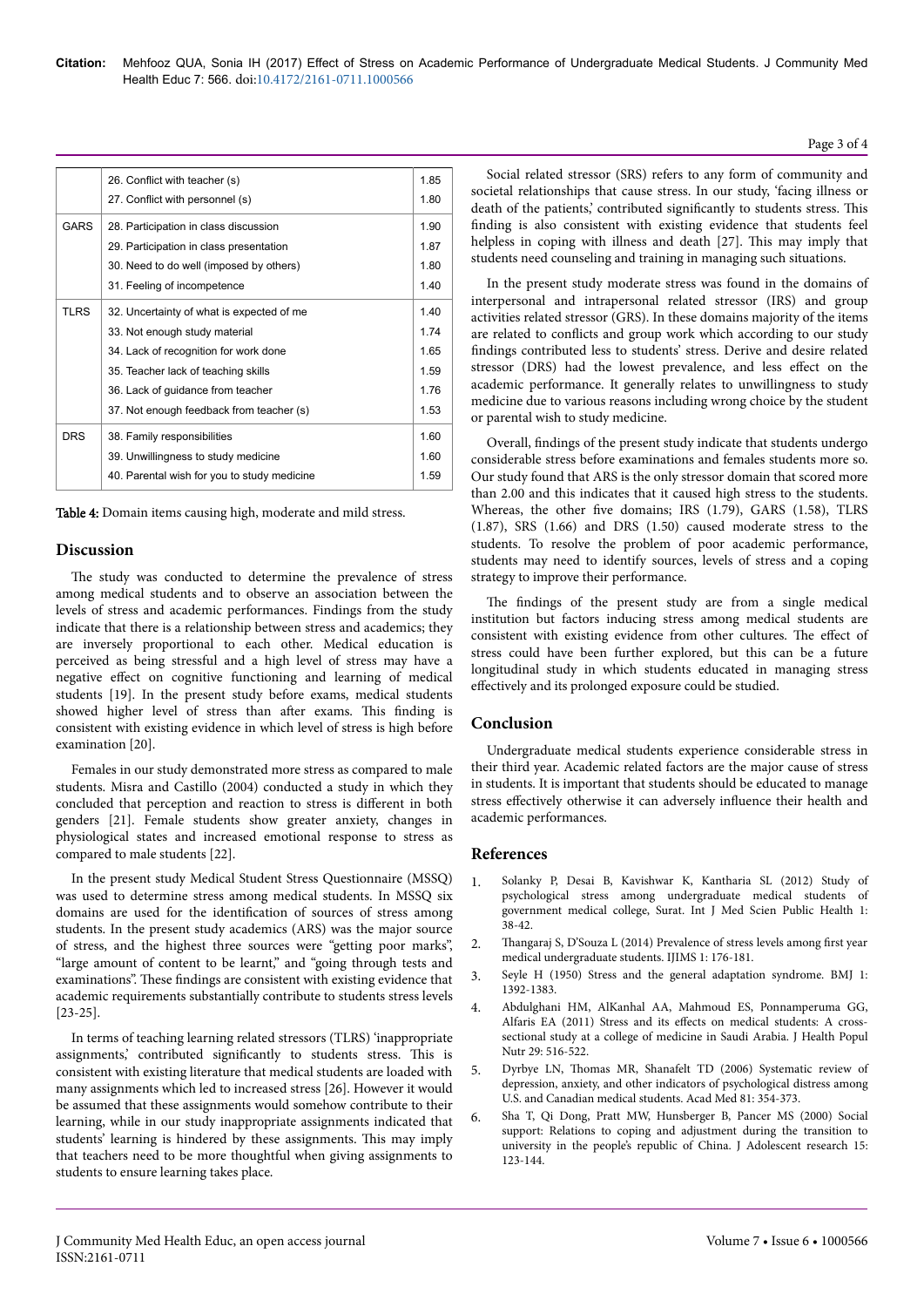| | | |
|---|---|---|
| | 26. Conflict with teacher (s) | 1.85 |
| | 27. Conflict with personnel (s) | 1.80 |
| GARS | 28. Participation in class discussion | 1.90 |
| | 29. Participation in class presentation | 1.87 |
| | 30. Need to do well (imposed by others) | 1.80 |
| | 31. Feeling of incompetence | 1.40 |
| TLRS | 32. Uncertainty of what is expected of me | 1.40 |
| | 33. Not enough study material | 1.74 |
| | 34. Lack of recognition for work done | 1.65 |
| | 35. Teacher lack of teaching skills | 1.59 |
| | 36. Lack of guidance from teacher | 1.76 |
| | 37. Not enough feedback from teacher (s) | 1.53 |
| DRS | 38. Family responsibilities | 1.60 |
| | 39. Unwillingness to study medicine | 1.60 |
| | 40. Parental wish for you to study medicine | 1.59 |

**Table 4:** Domain items causing high, moderate and mild stress.

## Discussion

The study was conducted to determine the prevalence of stress among medical students and to observe an association between the levels of stress and academic performances. Findings from the study indicate that there is a relationship between stress and academics; they are inversely proportional to each other. Medical education is perceived as being stressful and a high level of stress may have a negative effect on cognitive functioning and learning of medical students [19]. In the present study before exams, medical students showed higher level of stress than after exams. This finding is consistent with existing evidence in which level of stress is high before examination [20].

Females in our study demonstrated more stress as compared to male students. Misra and Castillo (2004) conducted a study in which they concluded that perception and reaction to stress is different in both genders [21]. Female students show greater anxiety, changes in physiological states and increased emotional response to stress as compared to male students [22].

In the present study Medical Student Stress Questionnaire (MSSQ) was used to determine stress among medical students. In MSSQ six domains are used for the identification of sources of stress among students. In the present study academics (ARS) was the major source of stress, and the highest three sources were "getting poor marks", "large amount of content to be learnt," and "going through tests and examinations". These findings are consistent with existing evidence that academic requirements substantially contribute to students stress levels [23-25].

In terms of teaching learning related stressors (TLRS) 'inappropriate assignments,' contributed significantly to students stress. This is consistent with existing literature that medical students are loaded with many assignments which led to increased stress [26]. However it would be assumed that these assignments would somehow contribute to their learning, while in our study inappropriate assignments indicated that students' learning is hindered by these assignments. This may imply that teachers need to be more thoughtful when giving assignments to students to ensure learning takes place.

Social related stressor (SRS) refers to any form of community and societal relationships that cause stress. In our study, 'facing illness or death of the patients,' contributed significantly to students stress. This finding is also consistent with existing evidence that students feel helpless in coping with illness and death [27]. This may imply that students need counseling and training in managing such situations.

In the present study moderate stress was found in the domains of interpersonal and intrapersonal related stressor (IRS) and group activities related stressor (GRS). In these domains majority of the items are related to conflicts and group work which according to our study findings contributed less to students' stress. Derive and desire related stressor (DRS) had the lowest prevalence, and less effect on the academic performance. It generally relates to unwillingness to study medicine due to various reasons including wrong choice by the student or parental wish to study medicine.

Overall, findings of the present study indicate that students undergo considerable stress before examinations and females students more so. Our study found that ARS is the only stressor domain that scored more than 2.00 and this indicates that it caused high stress to the students. Whereas, the other five domains; IRS (1.79), GARS (1.58), TLRS (1.87), SRS (1.66) and DRS (1.50) caused moderate stress to the students. To resolve the problem of poor academic performance, students may need to identify sources, levels of stress and a coping strategy to improve their performance.

The findings of the present study are from a single medical institution but factors inducing stress among medical students are consistent with existing evidence from other cultures. The effect of stress could have been further explored, but this can be a future longitudinal study in which students educated in managing stress effectively and its prolonged exposure could be studied.

## Conclusion

Undergraduate medical students experience considerable stress in their third year. Academic related factors are the major cause of stress in students. It is important that students should be educated to manage stress effectively otherwise it can adversely influence their health and academic performances.

## References

1. Solanky P, Desai B, Kavishwar K, Kantharia SL (2012) Study of psychological stress among undergraduate medical students of government medical college, Surat. Int J Med Scien Public Health 1: 38-42.
2. Thangaraj S, D'Souza L (2014) Prevalence of stress levels among first year medical undergraduate students. IJIMS 1: 176-181.
3. Seyle H (1950) Stress and the general adaptation syndrome. BMJ 1: 1392-1383.
4. Abdulghani HM, AlKanhal AA, Mahmoud ES, Ponnamperuma GG, Alfaris EA (2011) Stress and its effects on medical students: A cross-sectional study at a college of medicine in Saudi Arabia. J Health Popul Nutr 29: 516-522.
5. Dyrbye LN, Thomas MR, Shanafelt TD (2006) Systematic review of depression, anxiety, and other indicators of psychological distress among U.S. and Canadian medical students. Acad Med 81: 354-373.
6. Sha T, Qi Dong, Pratt MW, Hunsberger B, Pancer MS (2000) Social support: Relations to coping and adjustment during the transition to university in the people's republic of China. J Adolescent research 15: 123-144.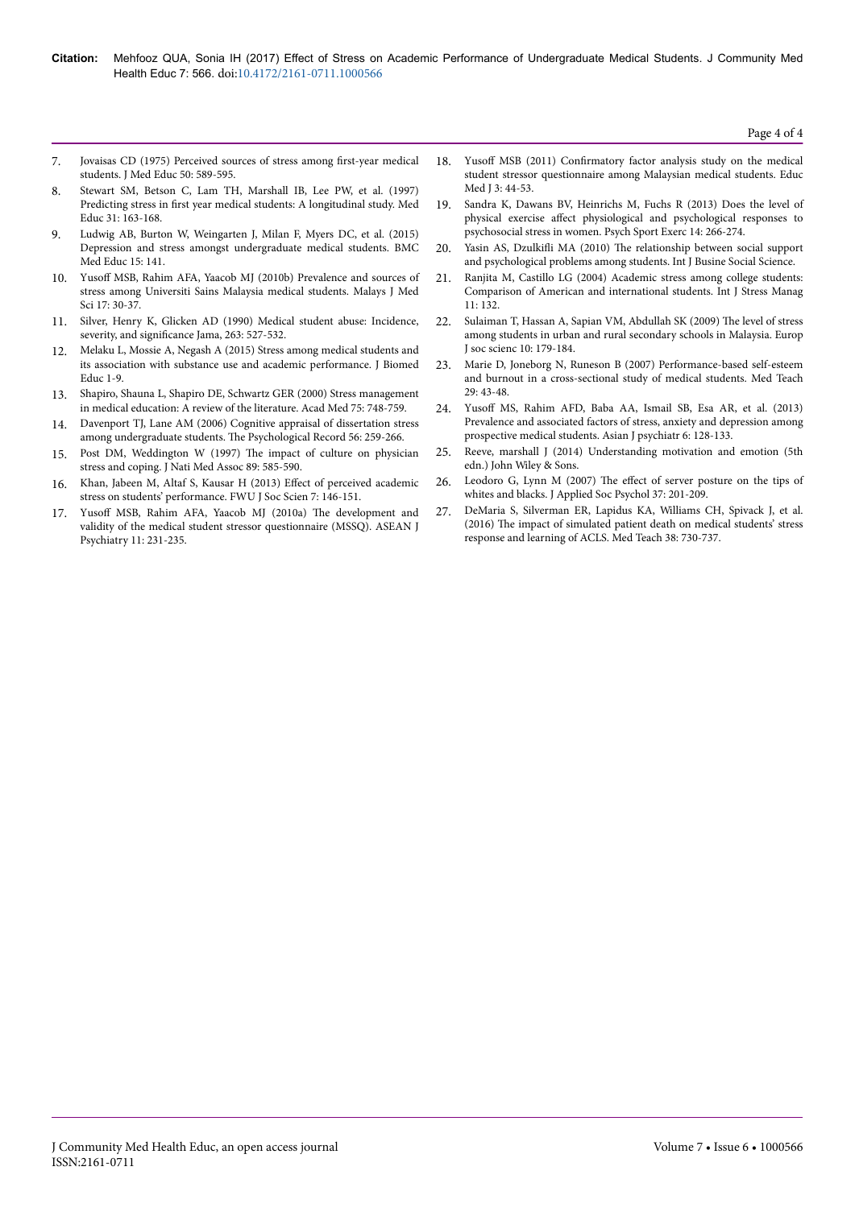7. Jovaisas CD (1975) Perceived sources of stress among first-year medical students. J Med Educ 50: 589-595.
8. Stewart SM, Betson C, Lam TH, Marshall IB, Lee PW, et al. (1997) Predicting stress in first year medical students: A longitudinal study. Med Educ 31: 163-168.
9. Ludwig AB, Burton W, Weingarten J, Milan F, Myers DC, et al. (2015) Depression and stress amongst undergraduate medical students. BMC Med Educ 15: 141.
10. Yusoff MSB, Rahim AFA, Yaacob MJ (2010b) Prevalence and sources of stress among Universiti Sains Malaysia medical students. Malays J Med Sci 17: 30-37.
11. Silver, Henry K, Glicken AD (1990) Medical student abuse: Incidence, severity, and significance Jama, 263: 527-532.
12. Melaku L, Mossie A, Negash A (2015) Stress among medical students and its association with substance use and academic performance. J Biomed Educ 1-9.
13. Shapiro, Shauna L, Shapiro DE, Schwartz GER (2000) Stress management in medical education: A review of the literature. Acad Med 75: 748-759.
14. Davenport TJ, Lane AM (2006) Cognitive appraisal of dissertation stress among undergraduate students. The Psychological Record 56: 259-266.
15. Post DM, Weddington W (1997) The impact of culture on physician stress and coping. J Nati Med Assoc 89: 585-590.
16. Khan, Jabeen M, Altaf S, Kausar H (2013) Effect of perceived academic stress on students' performance. FWU J Soc Scien 7: 146-151.
17. Yusoff MSB, Rahim AFA, Yaacob MJ (2010a) The development and validity of the medical student stressor questionnaire (MSSQ). ASEAN J Psychiatry 11: 231-235.
18. Yusoff MSB (2011) Confirmatory factor analysis study on the medical student stressor questionnaire among Malaysian medical students. Educ Med J 3: 44-53.
19. Sandra K, Dawans BV, Heinrichs M, Fuchs R (2013) Does the level of physical exercise affect physiological and psychological responses to psychosocial stress in women. Psych Sport Exerc 14: 266-274.
20. Yasin AS, Dzulkifli MA (2010) The relationship between social support and psychological problems among students. Int J Busine Social Science.
21. Ranjita M, Castillo LG (2004) Academic stress among college students: Comparison of American and international students. Int J Stress Manag 11: 132.
22. Sulaiman T, Hassan A, Sapian VM, Abdullah SK (2009) The level of stress among students in urban and rural secondary schools in Malaysia. Europ J soc scienc 10: 179-184.
23. Marie D, Joneborg N, Runeson B (2007) Performance-based self-esteem and burnout in a cross-sectional study of medical students. Med Teach 29: 43-48.
24. Yusoff MS, Rahim AFD, Baba AA, Ismail SB, Esa AR, et al. (2013) Prevalence and associated factors of stress, anxiety and depression among prospective medical students. Asian J psychiatr 6: 128-133.
25. Reeve, marshall J (2014) Understanding motivation and emotion (5th edn.) John Wiley & Sons.
26. Leodoro G, Lynn M (2007) The effect of server posture on the tips of whites and blacks. J Applied Soc Psychol 37: 201-209.
27. DeMaria S, Silverman ER, Lapidus KA, Williams CH, Spivack J, et al. (2016) The impact of simulated patient death on medical students' stress response and learning of ACLS. Med Teach 38: 730-737.